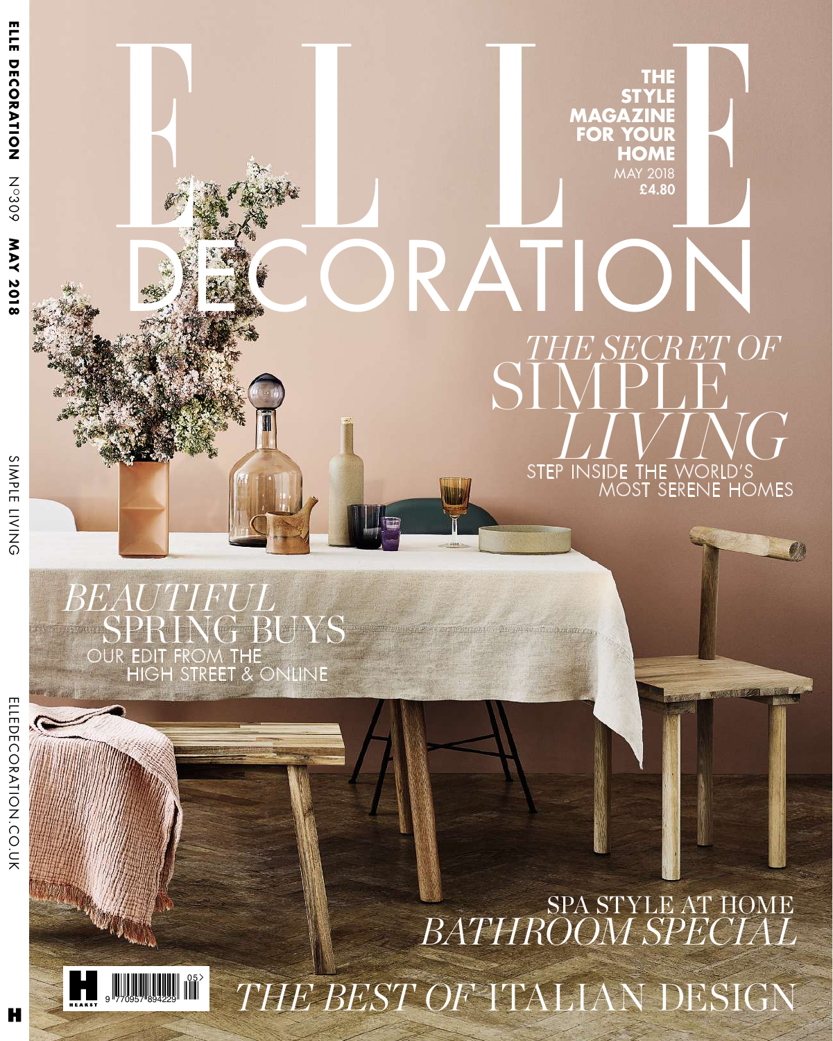# ELLE DECORATION

**THE STYLE MAGAZINE FOR YOUR HOME**

MAY 2018

**£4.80**

## *THE SECRET OF* SIMPLE *LIVING*

STEP INSIDE THE WORLD'S MOST SERENE HOMES

## *BEAUTIFUL* SPRING BUYS

OUR EDIT FROM THE HIGH STREET & ONLINE

## SPA STYLE AT HOME *BATHROOM SPECIAL*

## *THE BEST OF* ITALIAN DESIGN

**ELLE DECORATION** N°309 **MAY 2018** SIMPLE LIVING ELLEDECORATION.CO.UK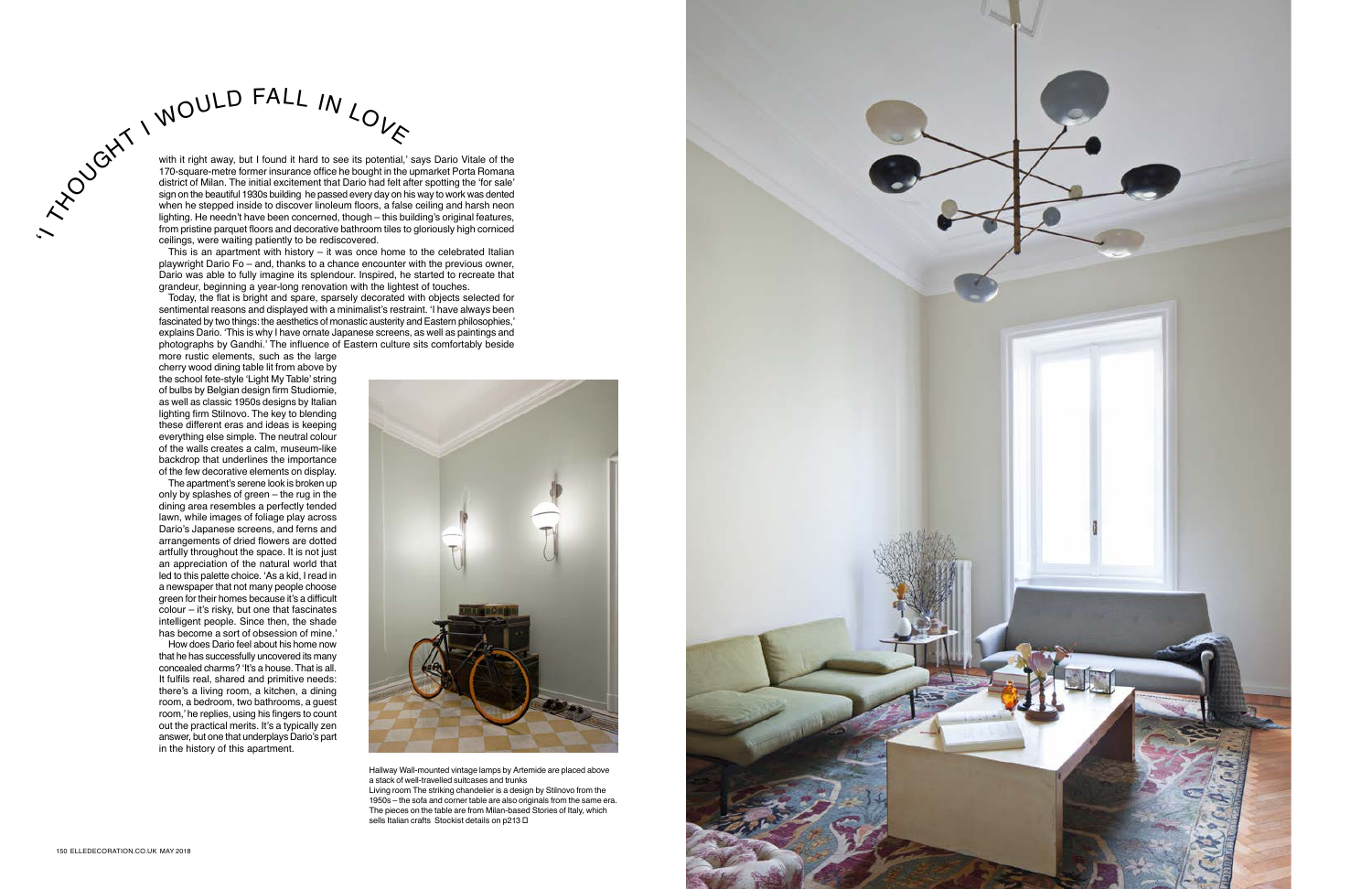# 'I THOUGHT I WOULD FALL IN LOVE

with it right away, but I found it hard to see its potential,' says Dario Vitale of the 170-square-metre former insurance office he bought in the upmarket Porta Romana district of Milan. The initial excitement that Dario had felt after spotting the 'for sale' sign on the beautiful 1930s building he passed every day on his way to work was dented when he stepped inside to discover linoleum floors, a false ceiling and harsh neon lighting. He needn't have been concerned, though – this building's original features, from pristine parquet floors and decorative bathroom tiles to gloriously high corniced ceilings, were waiting patiently to be rediscovered.

This is an apartment with history – it was once home to the celebrated Italian playwright Dario Fo – and, thanks to a chance encounter with the previous owner, Dario was able to fully imagine its splendour. Inspired, he started to recreate that grandeur, beginning a year-long renovation with the lightest of touches.

Today, the flat is bright and spare, sparsely decorated with objects selected for sentimental reasons and displayed with a minimalist's restraint. 'I have always been fascinated by two things: the aesthetics of monastic austerity and Eastern philosophies,' explains Dario. 'This is why I have ornate Japanese screens, as well as paintings and photographs by Gandhi.' The influence of Eastern culture sits comfortably beside more rustic elements, such as the large cherry wood dining table lit from above by the school fete-style 'Light My Table' string of bulbs by Belgian design firm Studiomie, as well as classic 1950s designs by Italian lighting firm Stilnovo. The key to blending these different eras and ideas is keeping everything else simple. The neutral colour of the walls creates a calm, museum-like backdrop that underlines the importance of the few decorative elements on display.

The apartment's serene look is broken up only by splashes of green – the rug in the dining area resembles a perfectly tended lawn, while images of foliage play across Dario's Japanese screens, and ferns and arrangements of dried flowers are dotted artfully throughout the space. It is not just an appreciation of the natural world that led to this palette choice. 'As a kid, I read in a newspaper that not many people choose green for their homes because it's a difficult colour – it's risky, but one that fascinates intelligent people. Since then, the shade has become a sort of obsession of mine.'

How does Dario feel about his home now that he has successfully uncovered its many concealed charms? 'It's a house. That is all. It fulfils real, shared and primitive needs: there's a living room, a kitchen, a dining room, a bedroom, two bathrooms, a guest room,' he replies, using his fingers to count out the practical merits. It's a typically zen answer, but one that underplays Dario's part in the history of this apartment.

**Hallway** Wall-mounted vintage lamps by Artemide are placed above a stack of well-travelled suitcases and trunks

**Living room** The striking chandelier is a design by Stilnovo from the 1950s – the sofa and corner table are also originals from the same era. The pieces on the table are from Milan-based Stories of Italy, which sells Italian crafts Stockist details on p213 □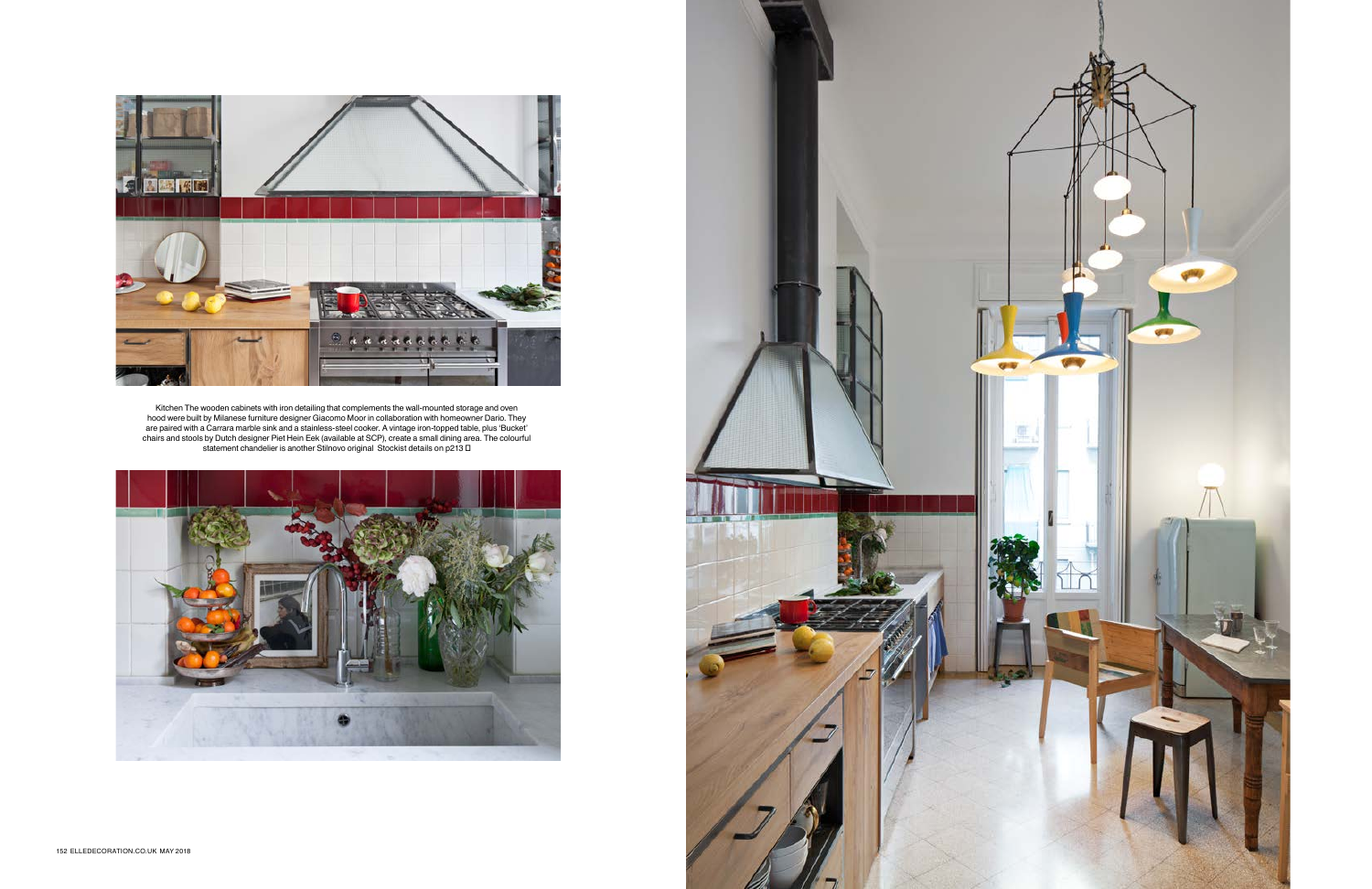Kitchen The wooden cabinets with iron detailing that complements the wall-mounted storage and oven hood were built by Milanese furniture designer Giacomo Moor in collaboration with homeowner Dario. They are paired with a Carrara marble sink and a stainless-steel cooker. A vintage iron-topped table, plus 'Bucket' chairs and stools by Dutch designer Piet Hein Eek (available at SCP), create a small dining area. The colourful statement chandelier is another Stilnovo original Stockist details on p213 □